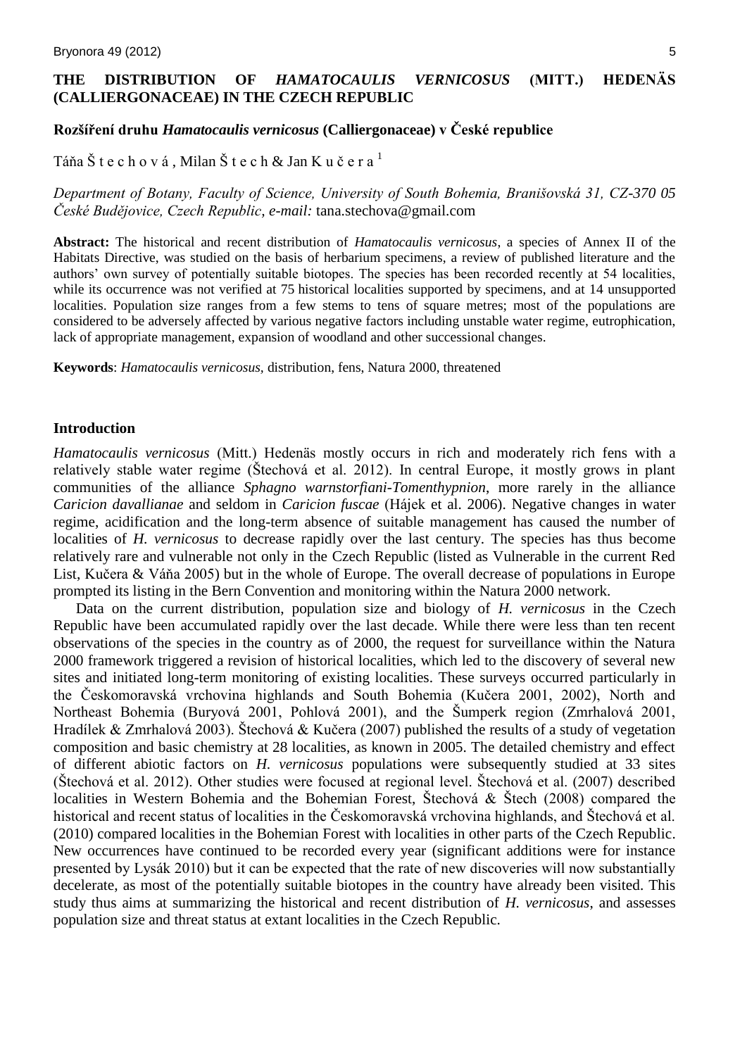# THE DISTRIBUTION OF *HAMATOCAULIS VERNICOSUS* (MITT.) HEDENÄS (CALLIERGONACEAE) IN THE CZECH REPUBLIC

**Rozšíření druhu *Hamatocaulis vernicosus* (Calliergonaceae) v České republice**

Táňa Š t e c h o v á , Milan Š t e c h & Jan K u č e r a [1]

*Department of Botany, Faculty of Science, University of South Bohemia, Branišovská 31, CZ-370 05 České Budějovice, Czech Republic, e-mail:* tana.stechova@gmail.com

**Abstract:** The historical and recent distribution of *Hamatocaulis vernicosus*, a species of Annex II of the Habitats Directive, was studied on the basis of herbarium specimens, a review of published literature and the authors' own survey of potentially suitable biotopes. The species has been recorded recently at 54 localities, while its occurrence was not verified at 75 historical localities supported by specimens, and at 14 unsupported localities. Population size ranges from a few stems to tens of square metres; most of the populations are considered to be adversely affected by various negative factors including unstable water regime, eutrophication, lack of appropriate management, expansion of woodland and other successional changes.

**Keywords**: *Hamatocaulis vernicosus,* distribution, fens, Natura 2000, threatened

## Introduction

*Hamatocaulis vernicosus* (Mitt.) Hedenäs mostly occurs in rich and moderately rich fens with a relatively stable water regime (Štechová et al. 2012). In central Europe, it mostly grows in plant communities of the alliance *Sphagno warnstorfiani-Tomenthypnion*, more rarely in the alliance *Caricion davallianae* and seldom in *Caricion fuscae* (Hájek et al. 2006). Negative changes in water regime, acidification and the long-term absence of suitable management has caused the number of localities of *H. vernicosus* to decrease rapidly over the last century. The species has thus become relatively rare and vulnerable not only in the Czech Republic (listed as Vulnerable in the current Red List, Kučera & Váňa 2005) but in the whole of Europe. The overall decrease of populations in Europe prompted its listing in the Bern Convention and monitoring within the Natura 2000 network.

Data on the current distribution, population size and biology of *H. vernicosus* in the Czech Republic have been accumulated rapidly over the last decade. While there were less than ten recent observations of the species in the country as of 2000, the request for surveillance within the Natura 2000 framework triggered a revision of historical localities, which led to the discovery of several new sites and initiated long-term monitoring of existing localities. These surveys occurred particularly in the Českomoravská vrchovina highlands and South Bohemia (Kučera 2001, 2002), North and Northeast Bohemia (Buryová 2001, Pohlová 2001), and the Šumperk region (Zmrhalová 2001, Hradílek & Zmrhalová 2003). Štechová & Kučera (2007) published the results of a study of vegetation composition and basic chemistry at 28 localities, as known in 2005. The detailed chemistry and effect of different abiotic factors on *H. vernicosus* populations were subsequently studied at 33 sites (Štechová et al. 2012). Other studies were focused at regional level. Štechová et al. (2007) described localities in Western Bohemia and the Bohemian Forest, Štechová & Štech (2008) compared the historical and recent status of localities in the Českomoravská vrchovina highlands, and Štechová et al. (2010) compared localities in the Bohemian Forest with localities in other parts of the Czech Republic. New occurrences have continued to be recorded every year (significant additions were for instance presented by Lysák 2010) but it can be expected that the rate of new discoveries will now substantially decelerate, as most of the potentially suitable biotopes in the country have already been visited. This study thus aims at summarizing the historical and recent distribution of *H. vernicosus*, and assesses population size and threat status at extant localities in the Czech Republic.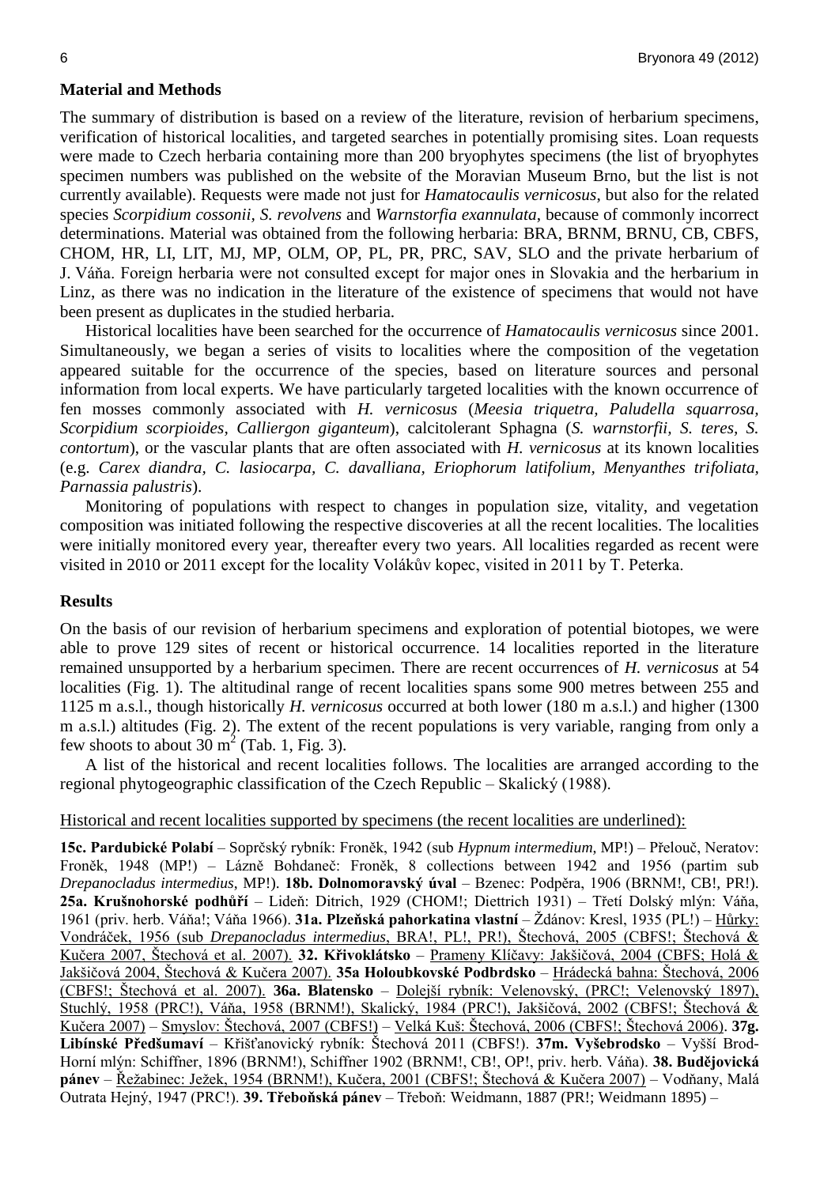## Material and Methods

The summary of distribution is based on a review of the literature, revision of herbarium specimens, verification of historical localities, and targeted searches in potentially promising sites. Loan requests were made to Czech herbaria containing more than 200 bryophytes specimens (the list of bryophytes specimen numbers was published on the website of the Moravian Museum Brno, but the list is not currently available). Requests were made not just for *Hamatocaulis vernicosus*, but also for the related species *Scorpidium cossonii*, *S. revolvens* and *Warnstorfia exannulata*, because of commonly incorrect determinations. Material was obtained from the following herbaria: BRA, BRNM, BRNU, CB, CBFS, CHOM, HR, LI, LIT, MJ, MP, OLM, OP, PL, PR, PRC, SAV, SLO and the private herbarium of J. Váňa. Foreign herbaria were not consulted except for major ones in Slovakia and the herbarium in Linz, as there was no indication in the literature of the existence of specimens that would not have been present as duplicates in the studied herbaria.

Historical localities have been searched for the occurrence of *Hamatocaulis vernicosus* since 2001. Simultaneously, we began a series of visits to localities where the composition of the vegetation appeared suitable for the occurrence of the species, based on literature sources and personal information from local experts. We have particularly targeted localities with the known occurrence of fen mosses commonly associated with *H. vernicosus* (*Meesia triquetra, Paludella squarrosa, Scorpidium scorpioides, Calliergon giganteum*), calcitolerant Sphagna (*S. warnstorfii, S. teres, S. contortum*), or the vascular plants that are often associated with *H. vernicosus* at its known localities (e.g. *Carex diandra, C. lasiocarpa, C. davalliana, Eriophorum latifolium, Menyanthes trifoliata, Parnassia palustris*).

Monitoring of populations with respect to changes in population size, vitality, and vegetation composition was initiated following the respective discoveries at all the recent localities. The localities were initially monitored every year, thereafter every two years. All localities regarded as recent were visited in 2010 or 2011 except for the locality Volákův kopec, visited in 2011 by T. Peterka.

## Results

On the basis of our revision of herbarium specimens and exploration of potential biotopes, we were able to prove 129 sites of recent or historical occurrence. 14 localities reported in the literature remained unsupported by a herbarium specimen. There are recent occurrences of *H. vernicosus* at 54 localities (Fig. 1). The altitudinal range of recent localities spans some 900 metres between 255 and 1125 m a.s.l., though historically *H. vernicosus* occurred at both lower (180 m a.s.l.) and higher (1300 m a.s.l.) altitudes (Fig. 2). The extent of the recent populations is very variable, ranging from only a few shoots to about 30 m$^2$ (Tab. 1, Fig. 3).

A list of the historical and recent localities follows. The localities are arranged according to the regional phytogeographic classification of the Czech Republic – Skalický (1988).

<u>Historical and recent localities supported by specimens (the recent localities are underlined):</u>

**15c. Pardubické Polabí** – Soprčský rybník: Froněk, 1942 (sub *Hypnum intermedium*, MP!) – Přelouč, Neratov: Froněk, 1948 (MP!) – Lázně Bohdaneč: Froněk, 8 collections between 1942 and 1956 (partim sub *Drepanocladus intermedius*, MP!). **18b. Dolnomoravský úval** – Bzenec: Podpěra, 1906 (BRNM!, CB!, PR!). **25a. Krušnohorské podhůří** – Lideň: Ditrich, 1929 (CHOM!; Diettrich 1931) – Třetí Dolský mlýn: Váňa, 1961 (priv. herb. Váňa!; Váňa 1966). **31a. Plzeňská pahorkatina vlastní** – Ždánov: Kresl, 1935 (PL!) – <u>Hůrky: Vondráček, 1956 (sub *Drepanocladus intermedius*, BRA!, PL!, PR!), Štechová, 2005 (CBFS!; Štechová & Kučera 2007, Štechová et al. 2007).</u> **32. Křivoklátsko** – <u>Prameny Klíčavy: Jakšičová, 2004 (CBFS; Holá & Jakšičová 2004, Štechová & Kučera 2007).</u> **35a Holoubkovské Podbrdsko** – <u>Hrádecká bahna: Štechová, 2006 (CBFS!; Štechová et al. 2007).</u> **36a. Blatensko** – <u>Dolejší rybník: Velenovský, (PRC!; Velenovský 1897), Stuchlý, 1958 (PRC!), Váňa, 1958 (BRNM!), Skalický, 1984 (PRC!), Jakšičová, 2002 (CBFS!; Štechová & Kučera 2007)</u> – <u>Smyslov: Štechová, 2007 (CBFS!)</u> – <u>Velká Kuš: Štechová, 2006 (CBFS!; Štechová 2006).</u> **37g. Libínské Předšumaví** – Křišťanovický rybník: Štechová 2011 (CBFS!). **37m. Vyšebrodsko** – Vyšší Brod-Horní mlýn: Schiffner, 1896 (BRNM!), Schiffner 1902 (BRNM!, CB!, OP!, priv. herb. Váňa). **38. Budějovická pánev** – <u>Řežabinec: Ježek, 1954 (BRNM!), Kučera, 2001 (CBFS!; Štechová & Kučera 2007)</u> – Vodňany, Malá Outrata Hejný, 1947 (PRC!). **39. Třeboňská pánev** – Třeboň: Weidmann, 1887 (PR!; Weidmann 1895) –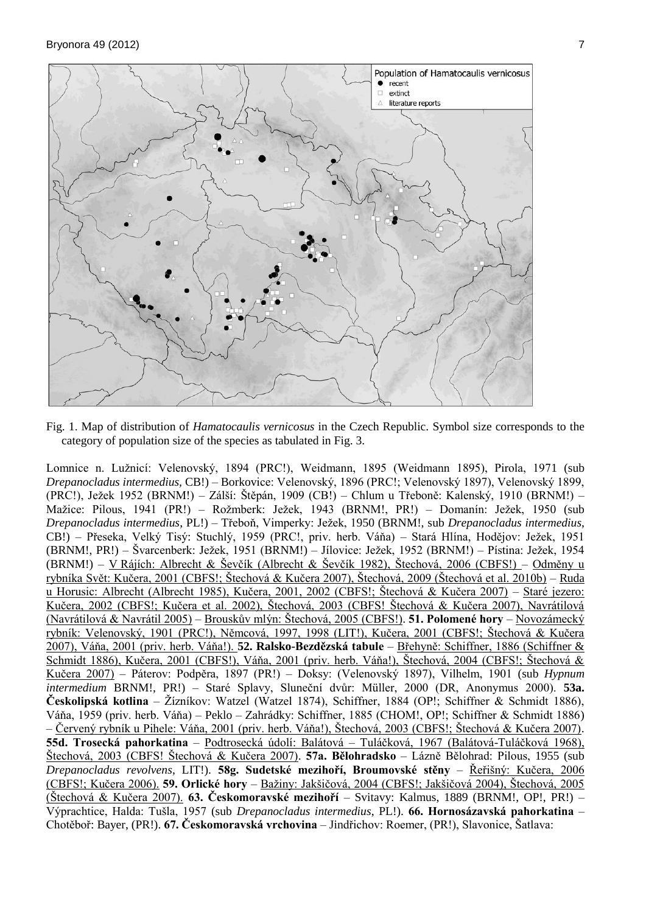Fig. 1. Map of distribution of *Hamatocaulis vernicosus* in the Czech Republic. Symbol size corresponds to the category of population size of the species as tabulated in Fig. 3.

Lomnice n. Lužnicí: Velenovský, 1894 (PRC!), Weidmann, 1895 (Weidmann 1895), Pirola, 1971 (sub *Drepanocladus intermedius*, CB!) – Borkovice: Velenovský, 1896 (PRC!; Velenovský 1897), Velenovský 1899, (PRC!), Ježek 1952 (BRNM!) – Zálší: Štěpán, 1909 (CB!) – Chlum u Třeboně: Kalenský, 1910 (BRNM!) – Mažice: Pilous, 1941 (PR!) – Rožmberk: Ježek, 1943 (BRNM!, PR!) – Domanín: Ježek, 1950 (sub *Drepanocladus intermedius*, PL!) – Třeboň, Vimperky: Ježek, 1950 (BRNM!, sub *Drepanocladus intermedius*, CB!) – Přeseka, Velký Tisý: Stuchlý, 1959 (PRC!, priv. herb. Váňa) – Stará Hlína, Hodějov: Ježek, 1951 (BRNM!, PR!) – Švarcenberk: Ježek, 1951 (BRNM!) – Jílovice: Ježek, 1952 (BRNM!) – Pístina: Ježek, 1954 (BRNM!) – V Rájích: Albrecht & Ševčík (Albrecht & Ševčík 1982), Štechová, 2006 (CBFS!) – Odměny u rybníka Svět: Kučera, 2001 (CBFS!; Štechová & Kučera 2007), Štechová, 2009 (Štechová et al. 2010b) – Ruda u Horusic: Albrecht (Albrecht 1985), Kučera, 2001, 2002 (CBFS!; Štechová & Kučera 2007) – Staré jezero: Kučera, 2002 (CBFS!; Kučera et al. 2002), Štechová, 2003 (CBFS! Štechová & Kučera 2007), Navrátilová (Navrátilová & Navrátil 2005) – Brouskův mlýn: Štechová, 2005 (CBFS!). **51. Polomené hory** – Novozámecký rybník: Velenovský, 1901 (PRC!), Němcová, 1997, 1998 (LIT!), Kučera, 2001 (CBFS!; Štechová & Kučera 2007), Váňa, 2001 (priv. herb. Váňa!). **52. Ralsko-Bezděžská tabule** – Břehyně: Schiffner, 1886 (Schiffner & Schmidt 1886), Kučera, 2001 (CBFS!), Váňa, 2001 (priv. herb. Váňa!), Štechová, 2004 (CBFS!; Štechová & Kučera 2007) – Páterov: Podpěra, 1897 (PR!) – Doksy: (Velenovský 1897), Vilhelm, 1901 (sub *Hypnum intermedium* BRNM!, PR!) – Staré Splavy, Sluneční dvůr: Müller, 2000 (DR, Anonymus 2000). **53a. Českolipská kotlina** – Žízníkov: Watzel (Watzel 1874), Schiffner, 1884 (OP!; Schiffner & Schmidt 1886), Váňa, 1959 (priv. herb. Váňa) – Peklo – Zahrádky: Schiffner, 1885 (CHOM!, OP!; Schiffner & Schmidt 1886) – Červený rybník u Pihele: Váňa, 2001 (priv. herb. Váňa!), Štechová, 2003 (CBFS!; Štechová & Kučera 2007). **55d. Trosecká pahorkatina** – Podtrosecká údolí: Balátová – Tuláčková, 1967 (Balátová-Tuláčková 1968), Štechová, 2003 (CBFS! Štechová & Kučera 2007). **57a. Bělohradsko** – Lázně Bělohrad: Pilous, 1955 (sub *Drepanocladus revolvens*, LIT!). **58g. Sudetské mezihoří, Broumovské stěny** – Řeřišný: Kučera, 2006 (CBFS!; Kučera 2006). **59. Orlické hory** – Bažiny: Jakšičová, 2004 (CBFS!; Jakšičová 2004), Štechová, 2005 (Štechová & Kučera 2007). **63. Českomoravské mezihoří** – Svitavy: Kalmus, 1889 (BRNM!, OP!, PR!) – Výprachtice, Halda: Tušla, 1957 (sub *Drepanocladus intermedius*, PL!). **66. Hornosázavská pahorkatina** – Chotěboř: Bayer, (PR!). **67. Českomoravská vrchovina** – Jindřichov: Roemer, (PR!), Slavonice, Šatlava: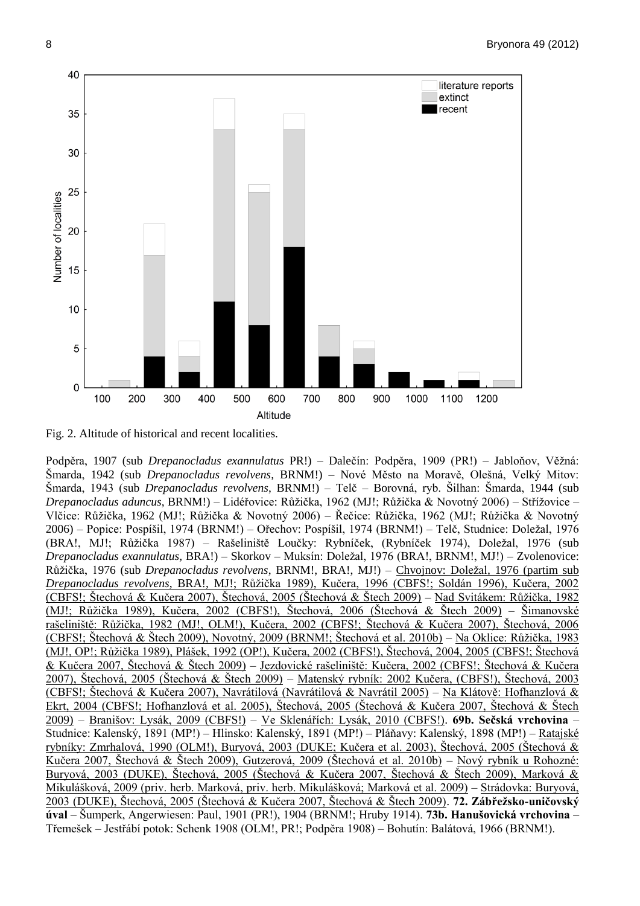Fig. 2. Altitude of historical and recent localities.

Podpěra, 1907 (sub *Drepanocladus exannulatus* PR!) – Dalečín: Podpěra, 1909 (PR!) – Jabloňov, Věžná: Šmarda, 1942 (sub *Drepanocladus revolvens*, BRNM!) – Nové Město na Moravě, Olešná, Velký Mitov: Šmarda, 1943 (sub *Drepanocladus revolvens*, BRNM!) – Telč – Borovná, ryb. Šilhan: Šmarda, 1944 (sub *Drepanocladus aduncus*, BRNM!) – Lidéřovice: Růžička, 1962 (MJ!; Růžička & Novotný 2006) – Střížovice – Vlčice: Růžička, 1962 (MJ!; Růžička & Novotný 2006) – Řečice: Růžička, 1962 (MJ!; Růžička & Novotný 2006) – Popice: Pospíšil, 1974 (BRNM!) – Ořechov: Pospíšil, 1974 (BRNM!) – Telč, Studnice: Doležal, 1976 (BRA!, MJ!; Růžička 1987) – Rašeliniště Loučky: Rybníček, (Rybníček 1974), Doležal, 1976 (sub *Drepanocladus exannulatus*, BRA!) – Skorkov – Muksín: Doležal, 1976 (BRA!, BRNM!, MJ!) – Zvolenovice: Růžička, 1976 (sub *Drepanocladus revolvens*, BRNM!, BRA!, MJ!) – Chvojnov: Doležal, 1976 (partim sub *Drepanocladus revolvens*, BRA!, MJ!; Růžička 1989), Kučera, 1996 (CBFS!; Soldán 1996), Kučera, 2002 (CBFS!; Štechová & Kučera 2007), Štechová, 2005 (Štechová & Štech 2009) – Nad Svitákem: Růžička, 1982 (MJ!; Růžička 1989), Kučera, 2002 (CBFS!), Štechová, 2006 (Štechová & Štech 2009) – Šimanovské rašeliniště: Růžička, 1982 (MJ!, OLM!), Kučera, 2002 (CBFS!; Štechová & Kučera 2007), Štechová, 2006 (CBFS!; Štechová & Štech 2009), Novotný, 2009 (BRNM!; Štechová et al. 2010b) – Na Oklice: Růžička, 1983 (MJ!, OP!; Růžička 1989), Plášek, 1992 (OP!), Kučera, 2002 (CBFS!), Štechová, 2004, 2005 (CBFS!; Štechová & Kučera 2007, Štechová & Štech 2009) – Jezdovické rašeliniště: Kučera, 2002 (CBFS!; Štechová & Kučera 2007), Štechová, 2005 (Štechová & Štech 2009) – Matenský rybník: 2002 Kučera, (CBFS!), Štechová, 2003 (CBFS!; Štechová & Kučera 2007), Navrátilová (Navrátilová & Navrátil 2005) – Na Klátově: Hofhanzlová & Ekrt, 2004 (CBFS!; Hofhanzlová et al. 2005), Štechová, 2005 (Štechová & Kučera 2007, Štechová & Štech 2009) – Branišov: Lysák, 2009 (CBFS!) – Ve Sklenářích: Lysák, 2010 (CBFS!). **69b. Sečská vrchovina** – Studnice: Kalenský, 1891 (MP!) – Hlinsko: Kalenský, 1891 (MP!) – Pláňavy: Kalenský, 1898 (MP!) – Ratajské rybníky: Zmrhalová, 1990 (OLM!), Buryová, 2003 (DUKE; Kučera et al. 2003), Štechová, 2005 (Štechová & Kučera 2007, Štechová & Štech 2009), Gutzerová, 2009 (Štechová et al. 2010b) – Nový rybník u Rohozné: Buryová, 2003 (DUKE), Štechová, 2005 (Štechová & Kučera 2007, Štechová & Štech 2009), Marková & Mikulášková, 2009 (priv. herb. Marková, priv. herb. Mikulášková; Marková et al. 2009) – Strádovka: Buryová, 2003 (DUKE), Štechová, 2005 (Štechová & Kučera 2007, Štechová & Štech 2009). **72. Zábřežsko-uničovský úval** – Šumperk, Angerwiesen: Paul, 1901 (PR!), 1904 (BRNM!; Hruby 1914). **73b. Hanušovická vrchovina** – Třemešek – Jestřábí potok: Schenk 1908 (OLM!, PR!; Podpěra 1908) – Bohutín: Balátová, 1966 (BRNM!).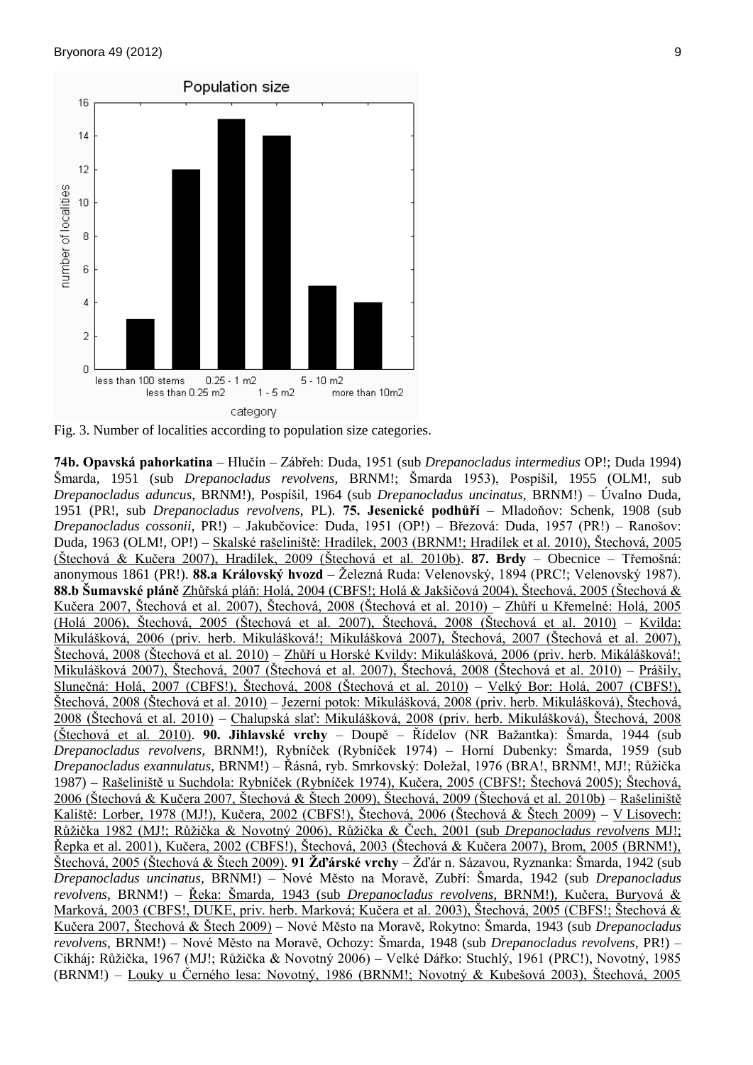Fig. 3. Number of localities according to population size categories.

**74b. Opavská pahorkatina** – Hlučín – Zábřeh: Duda, 1951 (sub *Drepanocladus intermedius* OP!; Duda 1994) Šmarda, 1951 (sub *Drepanocladus revolvens*, BRNM!; Šmarda 1953), Pospíšil, 1955 (OLM!, sub *Drepanocladus aduncus*, BRNM!), Pospíšil, 1964 (sub *Drepanocladus uncinatus*, BRNM!) – Úvalno Duda, 1951 (PR!, sub *Drepanocladus revolvens*, PL). **75. Jesenické podhůří** – Mladoňov: Schenk, 1908 (sub *Drepanocladus cossonii*, PR!) – Jakubčovice: Duda, 1951 (OP!) – Březová: Duda, 1957 (PR!) – Ranošov: Duda, 1963 (OLM!, OP!) – Skalské rašeliniště: Hradílek, 2003 (BRNM!; Hradílek et al. 2010), Štechová, 2005 (Štechová & Kučera 2007), Hradílek, 2009 (Štechová et al. 2010b). **87. Brdy** – Obecnice – Třemošná: anonymous 1861 (PR!). **88.a Královský hvozd** – Železná Ruda: Velenovský, 1894 (PRC!; Velenovský 1987). **88.b Šumavské pláně** Zhůřská pláň: Holá, 2004 (CBFS!; Holá & Jakšičová 2004), Štechová, 2005 (Štechová & Kučera 2007, Štechová et al. 2007), Štechová, 2008 (Štechová et al. 2010) – Zhůří u Křemelné: Holá, 2005 (Holá 2006), Štechová, 2005 (Štechová et al. 2007), Štechová, 2008 (Štechová et al. 2010) – Kvilda: Mikulášková, 2006 (priv. herb. Mikulášková!; Mikulášková 2007), Štechová, 2007 (Štechová et al. 2007), Štechová, 2008 (Štechová et al. 2010) – Zhůří u Horské Kvildy: Mikulášková, 2006 (priv. herb. Mikálášková!; Mikulášková 2007), Štechová, 2007 (Štechová et al. 2007), Štechová, 2008 (Štechová et al. 2010) – Prášily, Slunečná: Holá, 2007 (CBFS!), Štechová, 2008 (Štechová et al. 2010) – Velký Bor: Holá, 2007 (CBFS!), Štechová, 2008 (Štechová et al. 2010) – Jezerní potok: Mikulášková, 2008 (priv. herb. Mikulášková), Štechová, 2008 (Štechová et al. 2010) – Chalupská slať: Mikulášková, 2008 (priv. herb. Mikulášková), Štechová, 2008 (Štechová et al. 2010). **90. Jihlavské vrchy** – Doupě – Řídelov (NR Bažantka): Šmarda, 1944 (sub *Drepanocladus revolvens*, BRNM!), Rybníček (Rybníček 1974) – Horní Dubenky: Šmarda, 1959 (sub *Drepanocladus exannulatus*, BRNM!) – Řásná, ryb. Smrkovský: Doležal, 1976 (BRA!, BRNM!, MJ!; Růžička 1987) – Rašeliniště u Suchdola: Rybníček (Rybníček 1974), Kučera, 2005 (CBFS!; Štechová 2005); Štechová, 2006 (Štechová & Kučera 2007, Štechová & Štech 2009), Štechová, 2009 (Štechová et al. 2010b) – Rašeliniště Kaliště: Lorber, 1978 (MJ!), Kučera, 2002 (CBFS!), Štechová, 2006 (Štechová & Štech 2009) – V Lisovech: Růžička 1982 (MJ!; Růžička & Novotný 2006), Růžička & Čech, 2001 (sub *Drepanocladus revolvens* MJ!; Řepka et al. 2001), Kučera, 2002 (CBFS!), Štechová, 2003 (Štechová & Kučera 2007), Brom, 2005 (BRNM!), Štechová, 2005 (Štechová & Štech 2009). **91 Žďárské vrchy** – Žďár n. Sázavou, Ryznanka: Šmarda, 1942 (sub *Drepanocladus uncinatus*, BRNM!) – Nové Město na Moravě, Zubří: Šmarda, 1942 (sub *Drepanocladus revolvens*, BRNM!) – Řeka: Šmarda, 1943 (sub *Drepanocladus revolvens*, BRNM!), Kučera, Buryová & Marková, 2003 (CBFS!, DUKE, priv. herb. Marková; Kučera et al. 2003), Štechová, 2005 (CBFS!; Štechová & Kučera 2007, Štechová & Štech 2009) – Nové Město na Moravě, Rokytno: Šmarda, 1943 (sub *Drepanocladus revolvens*, BRNM!) – Nové Město na Moravě, Ochozy: Šmarda, 1948 (sub *Drepanocladus revolvens*, PR!) – Cikháj: Růžička, 1967 (MJ!; Růžička & Novotný 2006) – Velké Dářko: Stuchlý, 1961 (PRC!), Novotný, 1985 (BRNM!) – Louky u Černého lesa: Novotný, 1986 (BRNM!; Novotný & Kubešová 2003), Štechová, 2005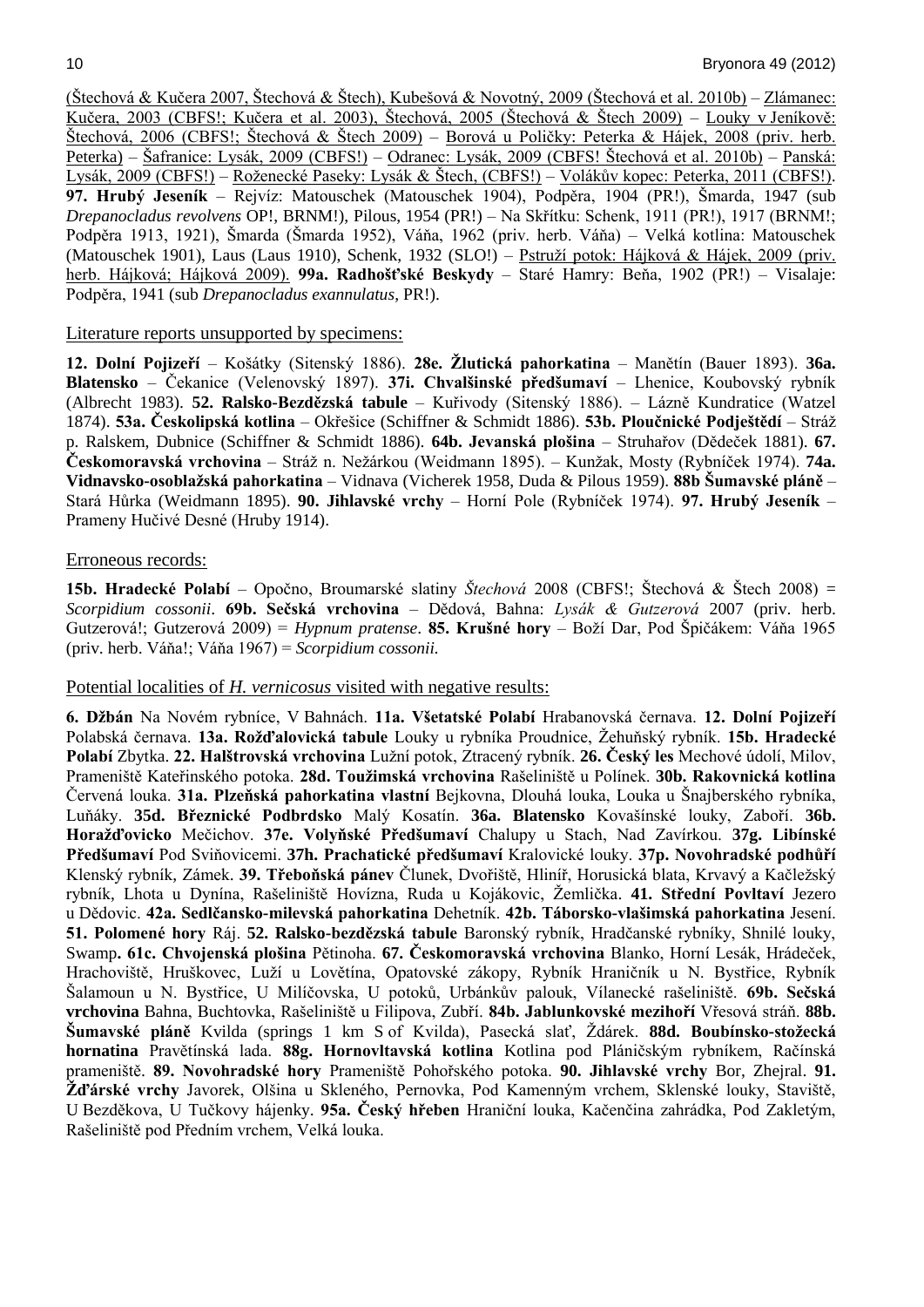(Štechová & Kučera 2007, Štechová & Štech), Kubešová & Novotný, 2009 (Štechová et al. 2010b) – Zlámanec: Kučera, 2003 (CBFS!; Kučera et al. 2003), Štechová, 2005 (Štechová & Štech 2009) – Louky v Jeníkově: Štechová, 2006 (CBFS!; Štechová & Štech 2009) – Borová u Poličky: Peterka & Hájek, 2008 (priv. herb. Peterka) – Šafranice: Lysák, 2009 (CBFS!) – Odranec: Lysák, 2009 (CBFS! Štechová et al. 2010b) – Panská: Lysák, 2009 (CBFS!) – Roženecké Paseky: Lysák & Štech, (CBFS!) – Volákův kopec: Peterka, 2011 (CBFS!). **97. Hrubý Jeseník** – Rejvíz: Matouschek (Matouschek 1904), Podpěra, 1904 (PR!), Šmarda, 1947 (sub *Drepanocladus revolvens* OP!, BRNM!), Pilous, 1954 (PR!) – Na Skřítku: Schenk, 1911 (PR!), 1917 (BRNM!; Podpěra 1913, 1921), Šmarda (Šmarda 1952), Váňa, 1962 (priv. herb. Váňa) – Velká kotlina: Matouschek (Matouschek 1901), Laus (Laus 1910), Schenk, 1932 (SLO!) – Pstruží potok: Hájková & Hájek, 2009 (priv. herb. Hájková; Hájková 2009). **99a. Radhošťské Beskydy** – Staré Hamry: Beňa, 1902 (PR!) – Visalaje: Podpěra, 1941 (sub *Drepanocladus exannulatus*, PR!).

Literature reports unsupported by specimens:

**12. Dolní Pojizeří** – Košátky (Sitenský 1886). **28e. Žlutická pahorkatina** – Manětín (Bauer 1893). **36a. Blatensko** – Čekanice (Velenovský 1897). **37i. Chvalšinské předšumaví** – Lhenice, Koubovský rybník (Albrecht 1983). **52. Ralsko-Bezdězská tabule** – Kuřivody (Sitenský 1886). – Lázně Kundratice (Watzel 1874). **53a. Českolipská kotlina** – Okřešice (Schiffner & Schmidt 1886). **53b. Ploučnické Podještědí** – Stráž p. Ralskem, Dubnice (Schiffner & Schmidt 1886). **64b. Jevanská plošina** – Struhařov (Dědeček 1881). **67. Českomoravská vrchovina** – Stráž n. Nežárkou (Weidmann 1895). – Kunžak, Mosty (Rybníček 1974). **74a. Vidnavsko-osoblažská pahorkatina** – Vidnava (Vicherek 1958, Duda & Pilous 1959). **88b Šumavské pláně** – Stará Hůrka (Weidmann 1895). **90. Jihlavské vrchy** – Horní Pole (Rybníček 1974). **97. Hrubý Jeseník** – Prameny Hučivé Desné (Hruby 1914).

Erroneous records:

**15b. Hradecké Polabí** – Opočno, Broumarské slatiny *Štechová* 2008 (CBFS!; Štechová & Štech 2008) = *Scorpidium cossonii*. **69b. Sečská vrchovina** – Dědová, Bahna: *Lysák & Gutzerová* 2007 (priv. herb. Gutzerová!; Gutzerová 2009) = *Hypnum pratense*. **85. Krušné hory** – Boží Dar, Pod Špičákem: Váňa 1965 (priv. herb. Váňa!; Váňa 1967) = *Scorpidium cossonii.*

Potential localities of *H. vernicosus* visited with negative results:

**6. Džbán** Na Novém rybníce, V Bahnách. **11a. Všetatské Polabí** Hrabanovská černava. **12. Dolní Pojizeří** Polabská černava. **13a. Rožďalovická tabule** Louky u rybníka Proudnice, Žehuňský rybník. **15b. Hradecké Polabí** Zbytka. **22. Halštrovská vrchovina** Lužní potok, Ztracený rybník. **26. Český les** Mechové údolí, Milov, Prameniště Kateřinského potoka. **28d. Toužimská vrchovina** Rašeliniště u Polínek. **30b. Rakovnická kotlina** Červená louka. **31a. Plzeňská pahorkatina vlastní** Bejkovna, Dlouhá louka, Louka u Šnajberského rybníka, Luňáky. **35d. Březnické Podbrdsko** Malý Kosatín. **36a. Blatensko** Kovašínské louky, Zaboří. **36b. Horažďovicko** Mečichov. **37e. Volyňské Předšumaví** Chalupy u Stach, Nad Zavírkou. **37g. Libínské Předšumaví** Pod Sviňovicemi. **37h. Prachatické předšumaví** Kralovické louky. **37p. Novohradské podhůří** Klenský rybník, Zámek. **39. Třeboňská pánev** Člunek, Dvořiště, Hliníř, Horusická blata, Krvavý a Kačležský rybník, Lhota u Dynína, Rašeliniště Hovízna, Ruda u Kojákovic, Žemlička. **41. Střední Povltaví** Jezero u Dědovic. **42a. Sedlčansko-milevská pahorkatina** Dehetník. **42b. Táborsko-vlašimská pahorkatina** Jesení. **51. Polomené hory** Ráj. **52. Ralsko-bezdězská tabule** Baronský rybník, Hradčanské rybníky, Shnilé louky, Swamp**. 61c. Chvojenská plošina** Pětinoha. **67. Českomoravská vrchovina** Blanko, Horní Lesák, Hrádeček, Hrachoviště, Hruškovec, Luží u Lovětína, Opatovské zákopy, Rybník Hraničník u N. Bystřice, Rybník Šalamoun u N. Bystřice, U Milíčovska, U potoků, Urbánkův palouk, Vílanecké rašeliniště. **69b. Sečská vrchovina** Bahna, Buchtovka, Rašeliniště u Filipova, Zubří. **84b. Jablunkovské mezihoří** Vřesová stráň. **88b. Šumavské pláně** Kvilda (springs 1 km S of Kvilda), Pasecká slať, Ždárek. **88d. Boubínsko-stožecká hornatina** Pravětínská lada. **88g. Hornovltavská kotlina** Kotlina pod Pláničským rybníkem, Račínská prameniště. **89. Novohradské hory** Prameniště Pohořského potoka. **90. Jihlavské vrchy** Bor, Zhejral. **91. Žďárské vrchy** Javorek, Olšina u Skleného, Pernovka, Pod Kamenným vrchem, Sklenské louky, Staviště, U Bezděkova, U Tučkovy hájenky. **95a. Český hřeben** Hraniční louka, Kačenčina zahrádka, Pod Zakletým, Rašeliniště pod Předním vrchem, Velká louka.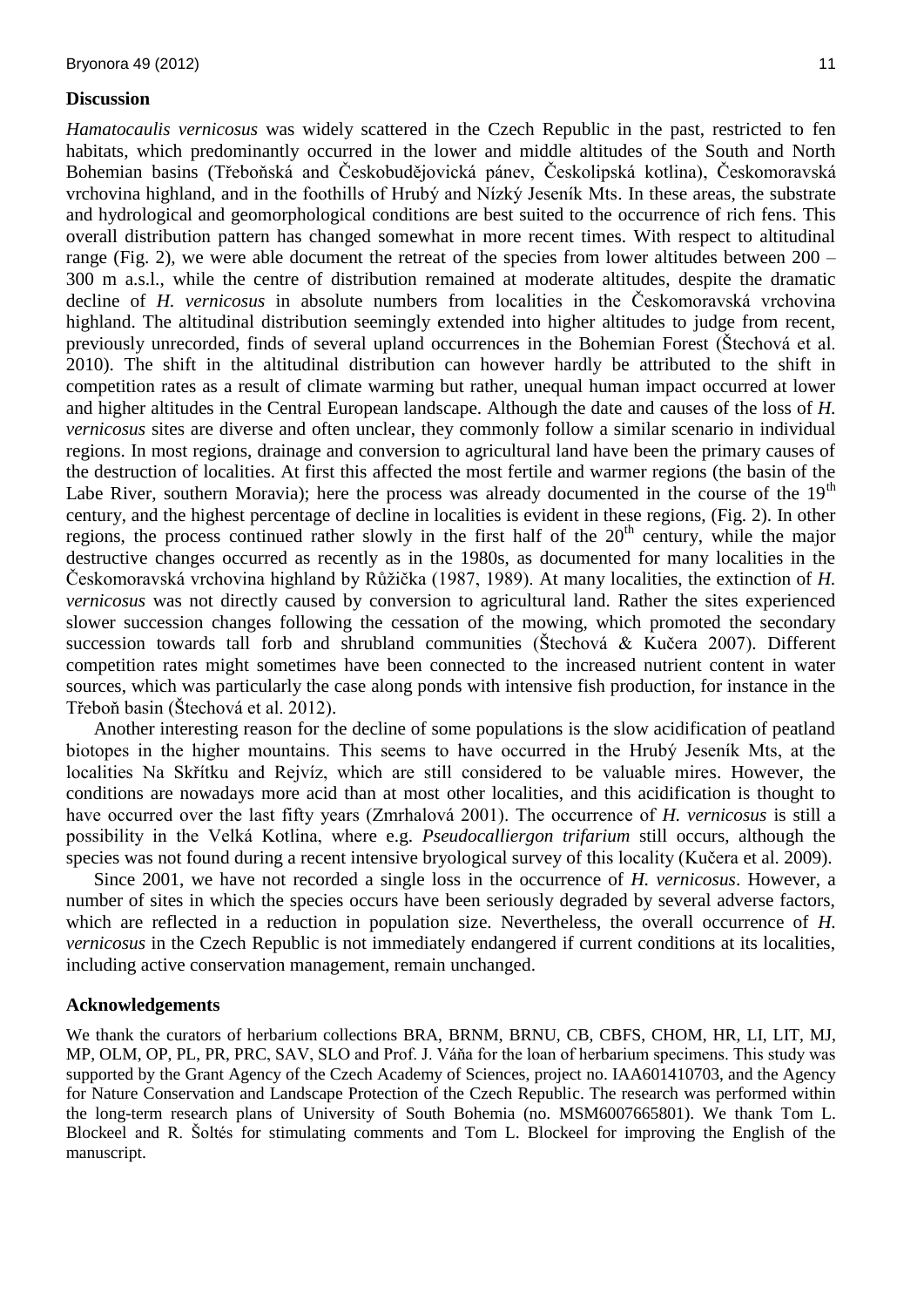## Discussion

*Hamatocaulis vernicosus* was widely scattered in the Czech Republic in the past, restricted to fen habitats, which predominantly occurred in the lower and middle altitudes of the South and North Bohemian basins (Třeboňská and Českobudějovická pánev, Českolipská kotlina), Českomoravská vrchovina highland, and in the foothills of Hrubý and Nízký Jeseník Mts. In these areas, the substrate and hydrological and geomorphological conditions are best suited to the occurrence of rich fens. This overall distribution pattern has changed somewhat in more recent times. With respect to altitudinal range (Fig. 2), we were able document the retreat of the species from lower altitudes between 200 – 300 m a.s.l., while the centre of distribution remained at moderate altitudes, despite the dramatic decline of *H. vernicosus* in absolute numbers from localities in the Českomoravská vrchovina highland. The altitudinal distribution seemingly extended into higher altitudes to judge from recent, previously unrecorded, finds of several upland occurrences in the Bohemian Forest (Štechová et al. 2010). The shift in the altitudinal distribution can however hardly be attributed to the shift in competition rates as a result of climate warming but rather, unequal human impact occurred at lower and higher altitudes in the Central European landscape. Although the date and causes of the loss of *H. vernicosus* sites are diverse and often unclear, they commonly follow a similar scenario in individual regions. In most regions, drainage and conversion to agricultural land have been the primary causes of the destruction of localities. At first this affected the most fertile and warmer regions (the basin of the Labe River, southern Moravia); here the process was already documented in the course of the 19$^{th}$ century, and the highest percentage of decline in localities is evident in these regions, (Fig. 2). In other regions, the process continued rather slowly in the first half of the 20$^{th}$ century, while the major destructive changes occurred as recently as in the 1980s, as documented for many localities in the Českomoravská vrchovina highland by Růžička (1987, 1989). At many localities, the extinction of *H. vernicosus* was not directly caused by conversion to agricultural land. Rather the sites experienced slower succession changes following the cessation of the mowing, which promoted the secondary succession towards tall forb and shrubland communities (Štechová & Kučera 2007). Different competition rates might sometimes have been connected to the increased nutrient content in water sources, which was particularly the case along ponds with intensive fish production, for instance in the Třeboň basin (Štechová et al. 2012).

Another interesting reason for the decline of some populations is the slow acidification of peatland biotopes in the higher mountains. This seems to have occurred in the Hrubý Jeseník Mts, at the localities Na Skřítku and Rejvíz, which are still considered to be valuable mires. However, the conditions are nowadays more acid than at most other localities, and this acidification is thought to have occurred over the last fifty years (Zmrhalová 2001). The occurrence of *H. vernicosus* is still a possibility in the Velká Kotlina, where e.g. *Pseudocalliergon trifarium* still occurs, although the species was not found during a recent intensive bryological survey of this locality (Kučera et al. 2009).

Since 2001, we have not recorded a single loss in the occurrence of *H. vernicosus*. However, a number of sites in which the species occurs have been seriously degraded by several adverse factors, which are reflected in a reduction in population size. Nevertheless, the overall occurrence of *H. vernicosus* in the Czech Republic is not immediately endangered if current conditions at its localities, including active conservation management, remain unchanged.

## Acknowledgements

We thank the curators of herbarium collections BRA, BRNM, BRNU, CB, CBFS, CHOM, HR, LI, LIT, MJ, MP, OLM, OP, PL, PR, PRC, SAV, SLO and Prof. J. Váňa for the loan of herbarium specimens. This study was supported by the Grant Agency of the Czech Academy of Sciences, project no. IAA601410703, and the Agency for Nature Conservation and Landscape Protection of the Czech Republic. The research was performed within the long-term research plans of University of South Bohemia (no. MSM6007665801). We thank Tom L. Blockeel and R. Šoltés for stimulating comments and Tom L. Blockeel for improving the English of the manuscript.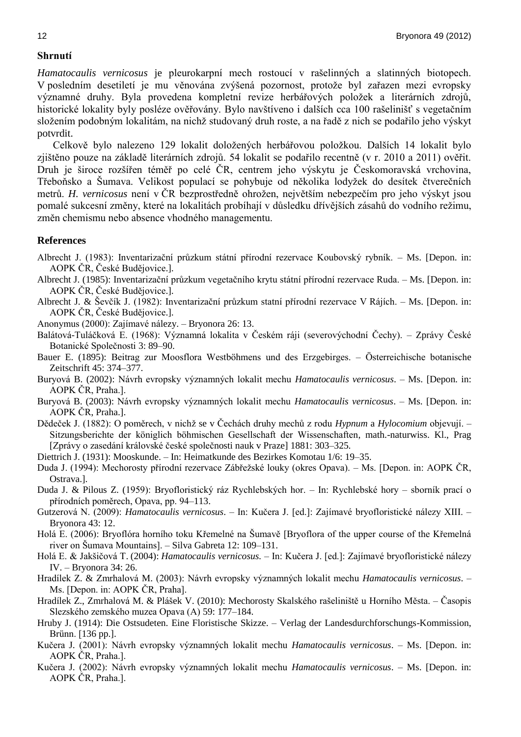## Shrnutí

*Hamatocaulis vernicosus* je pleurokarpní mech rostoucí v rašelinných a slatinných biotopech. V posledním desetiletí je mu věnována zvýšená pozornost, protože byl zařazen mezi evropsky významné druhy. Byla provedena kompletní revize herbářových položek a literárních zdrojů, historické lokality byly posléze ověřovány. Bylo navštíveno i dalších cca 100 rašelinišť s vegetačním složením podobným lokalitám, na nichž studovaný druh roste, a na řadě z nich se podařilo jeho výskyt potvrdit.

Celkově bylo nalezeno 129 lokalit doložených herbářovou položkou. Dalších 14 lokalit bylo zjištěno pouze na základě literárních zdrojů. 54 lokalit se podařilo recentně (v r. 2010 a 2011) ověřit. Druh je široce rozšířen téměř po celé ČR, centrem jeho výskytu je Českomoravská vrchovina, Třeboňsko a Šumava. Velikost populací se pohybuje od několika lodyžek do desítek čtverečních metrů. *H. vernicosus* není v ČR bezprostředně ohrožen, největším nebezpečím pro jeho výskyt jsou pomalé sukcesní změny, které na lokalitách probíhají v důsledku dřívějších zásahů do vodního režimu, změn chemismu nebo absence vhodného managementu.

## References

Albrecht J. (1983): Inventarizační průzkum státní přírodní rezervace Koubovský rybník. – Ms. [Depon. in: AOPK ČR, České Budějovice.].

Albrecht J. (1985): Inventarizační průzkum vegetačního krytu státní přírodní rezervace Ruda. – Ms. [Depon. in: AOPK ČR, České Budějovice.].

Albrecht J. & Ševčík J. (1982): Inventarizační průzkum statní přírodní rezervace V Rájích. – Ms. [Depon. in: AOPK ČR, České Budějovice.].

Anonymus (2000): Zajímavé nálezy. – Bryonora 26: 13.

Balátová-Tuláčková E. (1968): Významná lokalita v Českém ráji (severovýchodní Čechy). – Zprávy České Botanické Společnosti 3: 89–90.

Bauer E. (1895): Beitrag zur Moosflora Westböhmens und des Erzgebirges. – Österreichische botanische Zeitschrift 45: 374–377.

Buryová B. (2002): Návrh evropsky významných lokalit mechu *Hamatocaulis vernicosus*. – Ms. [Depon. in: AOPK ČR, Praha.].

Buryová B. (2003): Návrh evropsky významných lokalit mechu *Hamatocaulis vernicosus*. – Ms. [Depon. in: AOPK ČR, Praha.].

Dědeček J. (1882): O poměrech, v nichž se v Čechách druhy mechů z rodu *Hypnum* a *Hylocomium* objevují. – Sitzungsberichte der königlich böhmischen Gesellschaft der Wissenschaften, math.-naturwiss. Kl., Prag [Zprávy o zasedání královské české společnosti nauk v Praze] 1881: 303–325.

Diettrich J. (1931): Mooskunde. – In: Heimatkunde des Bezirkes Komotau 1/6: 19–35.

Duda J. (1994): Mechorosty přírodní rezervace Zábřežské louky (okres Opava). – Ms. [Depon. in: AOPK ČR, Ostrava.].

Duda J. & Pilous Z. (1959): Bryofloristický ráz Rychlebských hor. – In: Rychlebské hory – sborník prací o přírodních poměrech, Opava, pp. 94–113.

Gutzerová N. (2009): *Hamatocaulis vernicosus*. – In: Kučera J. [ed.]: Zajímavé bryofloristické nálezy XIII. – Bryonora 43: 12.

Holá E. (2006): Bryoflóra horního toku Křemelné na Šumavě [Bryoflora of the upper course of the Křemelná river on Šumava Mountains]. – Silva Gabreta 12: 109–131.

Holá E. & Jakšičová T. (2004): *Hamatocaulis vernicosus.* – In: Kučera J. [ed.]: Zajímavé bryofloristické nálezy IV. – Bryonora 34: 26.

Hradílek Z. & Zmrhalová M. (2003): Návrh evropsky významných lokalit mechu *Hamatocaulis vernicosus*. – Ms. [Depon. in: AOPK ČR, Praha].

Hradílek Z., Zmrhalová M. & Plášek V. (2010): Mechorosty Skalského rašeliniště u Horního Města. – Časopis Slezského zemského muzea Opava (A) 59: 177–184.

Hruby J. (1914): Die Ostsudeten. Eine Floristische Skizze. – Verlag der Landesdurchforschungs-Kommission, Brünn. [136 pp.].

Kučera J. (2001): Návrh evropsky významných lokalit mechu *Hamatocaulis vernicosus*. – Ms. [Depon. in: AOPK ČR, Praha.].

Kučera J. (2002): Návrh evropsky významných lokalit mechu *Hamatocaulis vernicosus*. – Ms. [Depon. in: AOPK ČR, Praha.].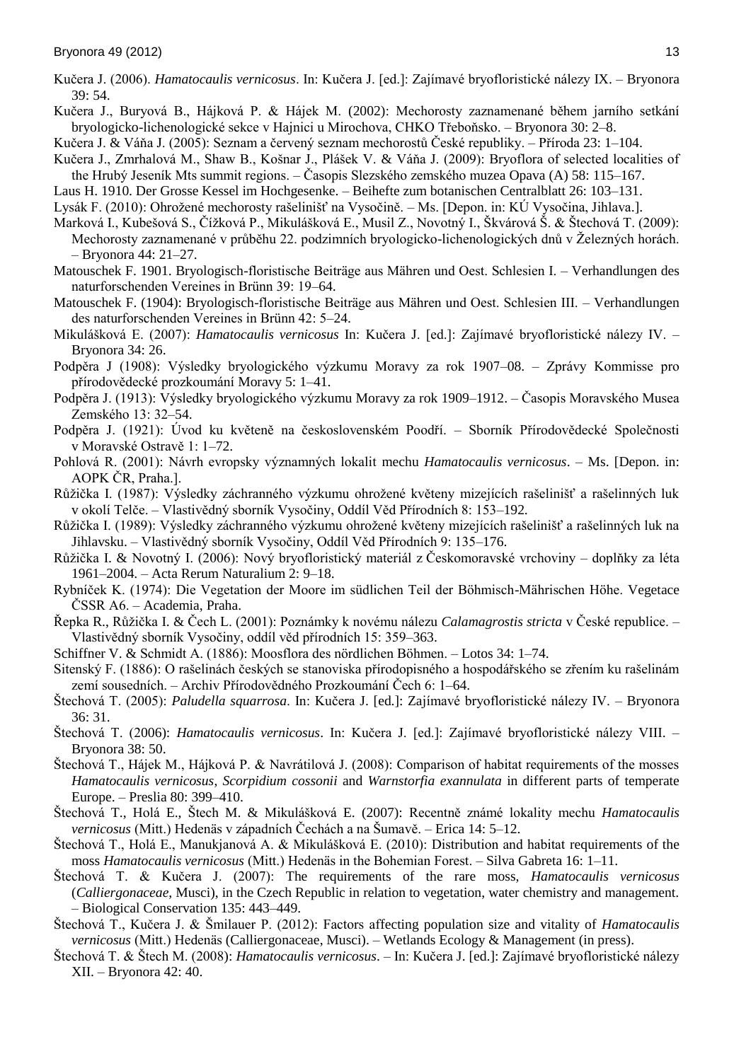Kučera J. (2006). *Hamatocaulis vernicosus*. In: Kučera J. [ed.]: Zajímavé bryofloristické nálezy IX. – Bryonora 39: 54.

Kučera J., Buryová B., Hájková P. & Hájek M. (2002): Mechorosty zaznamenané během jarního setkání bryologicko-lichenologické sekce v Hajnici u Mirochova, CHKO Třeboňsko. – Bryonora 30: 2–8.

Kučera J. & Váňa J. (2005): Seznam a červený seznam mechorostů České republiky. – Příroda 23: 1–104.

Kučera J., Zmrhalová M., Shaw B., Košnar J., Plášek V. & Váňa J. (2009): Bryoflora of selected localities of the Hrubý Jeseník Mts summit regions. – Časopis Slezského zemského muzea Opava (A) 58: 115–167.

Laus H. 1910. Der Grosse Kessel im Hochgesenke. – Beihefte zum botanischen Centralblatt 26: 103–131.

Lysák F. (2010): Ohrožené mechorosty rašelinišť na Vysočině. – Ms. [Depon. in: KÚ Vysočina, Jihlava.].

Marková I., Kubešová S., Čížková P., Mikulášková E., Musil Z., Novotný I., Škvárová Š. & Štechová T. (2009): Mechorosty zaznamenané v průběhu 22. podzimních bryologicko-lichenologických dnů v Železných horách. – Bryonora 44: 21–27.

Matouschek F. 1901. Bryologisch-floristische Beiträge aus Mähren und Oest. Schlesien I. – Verhandlungen des naturforschenden Vereines in Brünn 39: 19–64.

Matouschek F. (1904): Bryologisch-floristische Beiträge aus Mähren und Oest. Schlesien III. – Verhandlungen des naturforschenden Vereines in Brünn 42: 5–24.

Mikulášková E. (2007): *Hamatocaulis vernicosus* In: Kučera J. [ed.]: Zajímavé bryofloristické nálezy IV. – Bryonora 34: 26.

Podpěra J (1908): Výsledky bryologického výzkumu Moravy za rok 1907–08. – Zprávy Kommisse pro přírodovědecké prozkoumání Moravy 5: 1–41.

Podpěra J. (1913): Výsledky bryologického výzkumu Moravy za rok 1909–1912. – Časopis Moravského Musea Zemského 13: 32–54.

Podpěra J. (1921): Úvod ku květeně na československém Poodří. – Sborník Přírodovědecké Společnosti v Moravské Ostravě 1: 1–72.

Pohlová R. (2001): Návrh evropsky významných lokalit mechu *Hamatocaulis vernicosus*. – Ms. [Depon. in: AOPK ČR, Praha.].

Růžička I. (1987): Výsledky záchranného výzkumu ohrožené květeny mizejících rašelinišť a rašelinných luk v okolí Telče. – Vlastivědný sborník Vysočiny, Oddíl Věd Přírodních 8: 153–192.

Růžička I. (1989): Výsledky záchranného výzkumu ohrožené květeny mizejících rašelinišť a rašelinných luk na Jihlavsku. – Vlastivědný sborník Vysočiny, Oddíl Věd Přírodních 9: 135–176.

Růžička I. & Novotný I. (2006): Nový bryofloristický materiál z Českomoravské vrchoviny – doplňky za léta 1961–2004. – Acta Rerum Naturalium 2: 9–18.

Rybníček K. (1974): Die Vegetation der Moore im südlichen Teil der Böhmisch-Mährischen Höhe. Vegetace ČSSR A6. – Academia, Praha.

Řepka R., Růžička I. & Čech L. (2001): Poznámky k novému nálezu *Calamagrostis stricta* v České republice. – Vlastivědný sborník Vysočiny, oddíl věd přírodních 15: 359–363.

Schiffner V. & Schmidt A. (1886): Moosflora des nördlichen Böhmen. – Lotos 34: 1–74.

Sitenský F. (1886): O rašelinách českých se stanoviska přírodopisného a hospodářského se zřením ku rašelinám zemí sousedních. – Archiv Přírodovědného Prozkoumání Čech 6: 1–64.

Štechová T. (2005): *Paludella squarrosa*. In: Kučera J. [ed.]: Zajímavé bryofloristické nálezy IV. – Bryonora 36: 31.

Štechová T. (2006): *Hamatocaulis vernicosus*. In: Kučera J. [ed.]: Zajímavé bryofloristické nálezy VIII. – Bryonora 38: 50.

Štechová T., Hájek M., Hájková P. & Navrátilová J. (2008): Comparison of habitat requirements of the mosses *Hamatocaulis vernicosus*, *Scorpidium cossonii* and *Warnstorfia exannulata* in different parts of temperate Europe. – Preslia 80: 399–410.

Štechová T., Holá E., Štech M. & Mikulášková E. (2007): Recentně známé lokality mechu *Hamatocaulis vernicosus* (Mitt.) Hedenäs v západních Čechách a na Šumavě. – Erica 14: 5–12.

Štechová T., Holá E., Manukjanová A. & Mikulášková E. (2010): Distribution and habitat requirements of the moss *Hamatocaulis vernicosus* (Mitt.) Hedenäs in the Bohemian Forest. – Silva Gabreta 16: 1–11.

Štechová T. & Kučera J. (2007): The requirements of the rare moss, *Hamatocaulis vernicosus* (*Calliergonaceae*, Musci), in the Czech Republic in relation to vegetation, water chemistry and management. – Biological Conservation 135: 443–449.

Štechová T., Kučera J. & Šmilauer P. (2012): Factors affecting population size and vitality of *Hamatocaulis vernicosus* (Mitt.) Hedenäs (Calliergonaceae, Musci). – Wetlands Ecology & Management (in press).

Štechová T. & Štech M. (2008): *Hamatocaulis vernicosus*. – In: Kučera J. [ed.]: Zajímavé bryofloristické nálezy XII. – Bryonora 42: 40.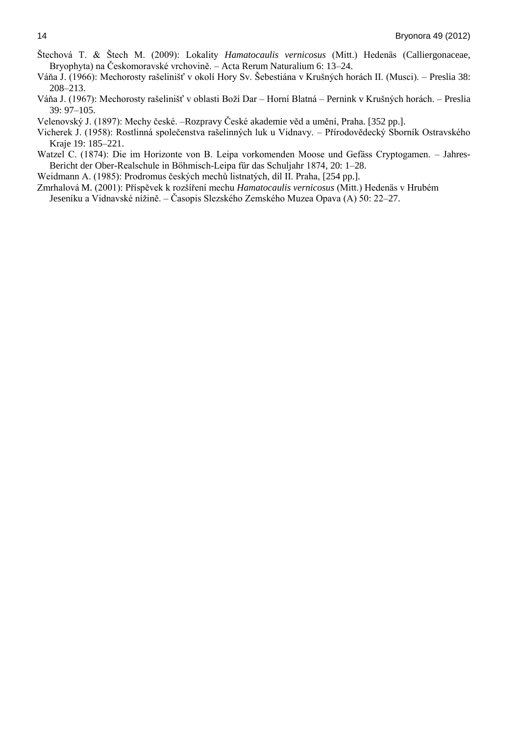Štechová T. & Štech M. (2009): Lokality *Hamatocaulis vernicosus* (Mitt.) Hedenäs (Calliergonaceae, Bryophyta) na Českomoravské vrchovině. – Acta Rerum Naturalium 6: 13–24.

Váňa J. (1966): Mechorosty rašelinišť v okolí Hory Sv. Šebestiána v Krušných horách II. (Musci). – Preslia 38: 208–213.

Váňa J. (1967): Mechorosty rašelinišť v oblasti Boží Dar – Horní Blatná – Pernink v Krušných horách. – Preslia 39: 97–105.

Velenovský J. (1897): Mechy české. –Rozpravy České akademie věd a umění, Praha. [352 pp.].

Vicherek J. (1958): Rostlinná společenstva rašelinných luk u Vidnavy. – Přírodovědecký Sborník Ostravského Kraje 19: 185–221.

Watzel C. (1874): Die im Horizonte von B. Leipa vorkomenden Moose und Gefäss Cryptogamen. – Jahres-Bericht der Ober-Realschule in Böhmisch-Leipa für das Schuljahr 1874, 20: 1–28.

Weidmann A. (1985): Prodromus českých mechů listnatých, díl II. Praha, [254 pp.].

Zmrhalová M. (2001): Příspěvek k rozšíření mechu *Hamatocaulis vernicosus* (Mitt.) Hedenäs v Hrubém Jeseníku a Vidnavské nížině. – Časopis Slezského Zemského Muzea Opava (A) 50: 22–27.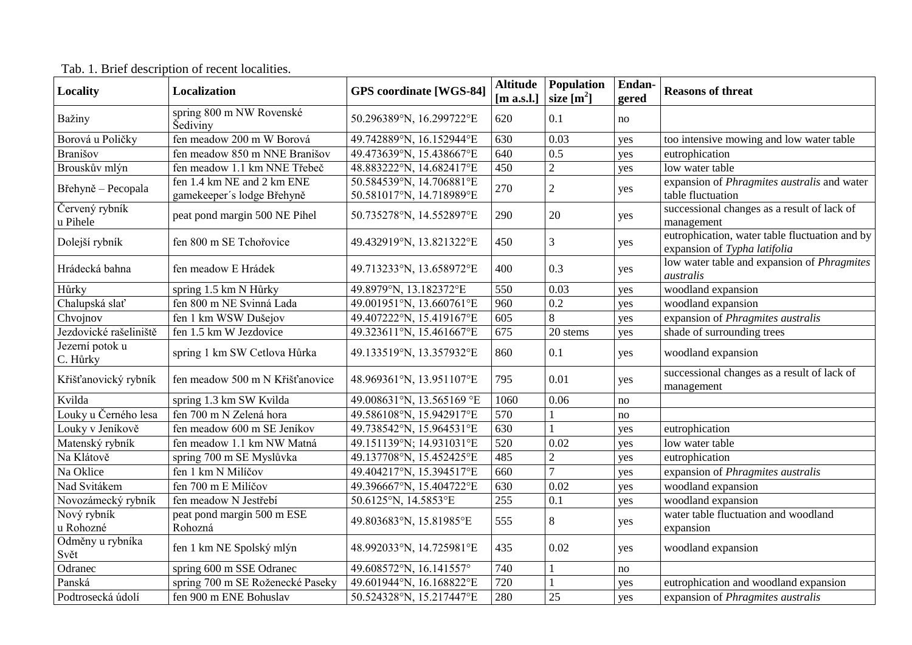Tab. 1. Brief description of recent localities.

| Locality | Localization | GPS coordinate [WGS-84] | Altitude [m a.s.l.] | Population size [m$^2$] | Endangered | Reasons of threat |
|---|---|---|---|---|---|---|
| Bažiny | spring 800 m NW Rovenské Šediviny | 50.296389°N, 16.299722°E | 620 | 0.1 | no | |
| Borová u Poličky | fen meadow 200 m W Borová | 49.742889°N, 16.152944°E | 630 | 0.03 | yes | too intensive mowing and low water table |
| Branišov | fen meadow 850 m NNE Branišov | 49.473639°N, 15.438667°E | 640 | 0.5 | yes | eutrophication |
| Brouskův mlýn | fen meadow 1.1 km NNE Třebeč | 48.883222°N, 14.682417°E | 450 | 2 | yes | low water table |
| Břehyně – Pecopala | fen 1.4 km NE and 2 km ENE gamekeeper´s lodge Břehyně | 50.584539°N, 14.706881°E 50.581017°N, 14.718989°E | 270 | 2 | yes | expansion of *Phragmites australis* and water table fluctuation |
| Červený rybník u Pihele | peat pond margin 500 NE Pihel | 50.735278°N, 14.552897°E | 290 | 20 | yes | successional changes as a result of lack of management |
| Dolejší rybník | fen 800 m SE Tchořovice | 49.432919°N, 13.821322°E | 450 | 3 | yes | eutrophication, water table fluctuation and by expansion of *Typha latifolia* |
| Hrádecká bahna | fen meadow E Hrádek | 49.713233°N, 13.658972°E | 400 | 0.3 | yes | low water table and expansion of *Phragmites australis* |
| Hůrky | spring 1.5 km N Hůrky | 49.8979°N, 13.182372°E | 550 | 0.03 | yes | woodland expansion |
| Chalupská slať | fen 800 m NE Svinná Lada | 49.001951°N, 13.660761°E | 960 | 0.2 | yes | woodland expansion |
| Chvojnov | fen 1 km WSW Dušejov | 49.407222°N, 15.419167°E | 605 | 8 | yes | expansion of *Phragmites australis* |
| Jezdovické rašeliniště | fen 1.5 km W Jezdovice | 49.323611°N, 15.461667°E | 675 | 20 stems | yes | shade of surrounding trees |
| Jezerní potok u C. Hůrky | spring 1 km SW Cetlova Hůrka | 49.133519°N, 13.357932°E | 860 | 0.1 | yes | woodland expansion |
| Křišťanovický rybník | fen meadow 500 m N Křišťanovice | 48.969361°N, 13.951107°E | 795 | 0.01 | yes | successional changes as a result of lack of management |
| Kvilda | spring 1.3 km SW Kvilda | 49.008631°N, 13.565169 °E | 1060 | 0.06 | no | |
| Louky u Černého lesa | fen 700 m N Zelená hora | 49.586108°N, 15.942917°E | 570 | 1 | no | |
| Louky v Jeníkově | fen meadow 600 m SE Jeníkov | 49.738542°N, 15.964531°E | 630 | 1 | yes | eutrophication |
| Matenský rybník | fen meadow 1.1 km NW Matná | 49.151139°N; 14.931031°E | 520 | 0.02 | yes | low water table |
| Na Klátově | spring 700 m SE Myslůvka | 49.137708°N, 15.452425°E | 485 | 2 | yes | eutrophication |
| Na Oklice | fen 1 km N Milíčov | 49.404217°N, 15.394517°E | 660 | 7 | yes | expansion of *Phragmites australis* |
| Nad Svitákem | fen 700 m E Milíčov | 49.396667°N, 15.404722°E | 630 | 0.02 | yes | woodland expansion |
| Novozámecký rybník | fen meadow N Jestřebí | 50.6125°N, 14.5853°E | 255 | 0.1 | yes | woodland expansion |
| Nový rybník u Rohozné | peat pond margin 500 m ESE Rohozná | 49.803683°N, 15.81985°E | 555 | 8 | yes | water table fluctuation and woodland expansion |
| Odměny u rybníka Svět | fen 1 km NE Spolský mlýn | 48.992033°N, 14.725981°E | 435 | 0.02 | yes | woodland expansion |
| Odranec | spring 600 m SSE Odranec | 49.608572°N, 16.141557° | 740 | 1 | no | |
| Panská | spring 700 m SE Roženecké Paseky | 49.601944°N, 16.168822°E | 720 | 1 | yes | eutrophication and woodland expansion |
| Podtrosecká údolí | fen 900 m ENE Bohuslav | 50.524328°N, 15.217447°E | 280 | 25 | yes | expansion of *Phragmites australis* |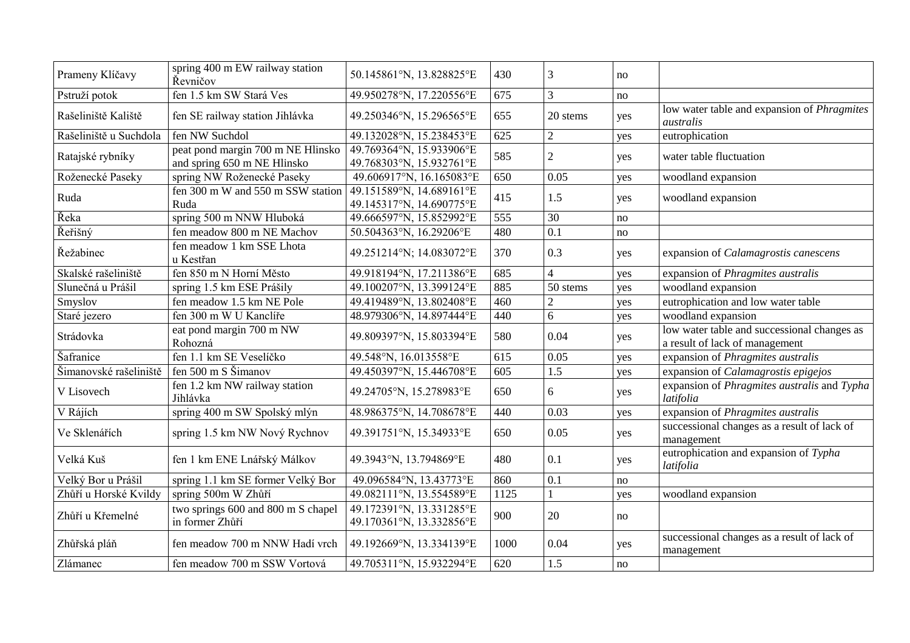| | | | | | | |
|---|---|---|---|---|---|---|
| Prameny Klíčavy | spring 400 m EW railway station Řevničov | 50.145861°N, 13.828825°E | 430 | 3 | no | |
| Pstruží potok | fen 1.5 km SW Stará Ves | 49.950278°N, 17.220556°E | 675 | 3 | no | |
| Rašeliniště Kaliště | fen SE railway station Jihlávka | 49.250346°N, 15.296565°E | 655 | 20 stems | yes | low water table and expansion of *Phragmites australis* |
| Rašeliniště u Suchdola | fen NW Suchdol | 49.132028°N, 15.238453°E | 625 | 2 | yes | eutrophication |
| Ratajské rybníky | peat pond margin 700 m NE Hlinsko and spring 650 m NE Hlinsko | 49.769346°N, 15.933906°E 49.768303°N, 15.932761°E | 585 | 2 | yes | water table fluctuation |
| Roženecké Paseky | spring NW Roženecké Paseky | 49.606917°N, 16.165083°E | 650 | 0.05 | yes | woodland expansion |
| Ruda | fen 300 m W and 550 m SSW station Ruda | 49.151589°N, 14.689161°E 49.145317°N, 14.690775°E | 415 | 1.5 | yes | woodland expansion |
| Řeka | spring 500 m NNW Hluboká | 49.666597°N, 15.852992°E | 555 | 30 | no | |
| Řeřišný | fen meadow 800 m NE Machov | 50.504363°N, 16.29206°E | 480 | 0.1 | no | |
| Řežabinec | fen meadow 1 km SSE Lhota u Kestřan | 49.251214°N; 14.083072°E | 370 | 0.3 | yes | expansion of *Calamagrostis canescens* |
| Skalské rašeliniště | fen 850 m N Horní Město | 49.918194°N, 17.211386°E | 685 | 4 | yes | expansion of *Phragmites australis* |
| Slunečná u Prášil | spring 1.5 km ESE Prášily | 49.100207°N, 13.399124°E | 885 | 50 stems | yes | woodland expansion |
| Smyslov | fen meadow 1.5 km NE Pole | 49.419489°N, 13.802408°E | 460 | 2 | yes | eutrophication and low water table |
| Staré jezero | fen 300 m W U Kanclíře | 48.979306°N, 14.897444°E | 440 | 6 | yes | woodland expansion |
| Strádovka | eat pond margin 700 m NW Rohozná | 49.809397°N, 15.803394°E | 580 | 0.04 | yes | low water table and successional changes as a result of lack of management |
| Šafranice | fen 1.1 km SE Veselíčko | 49.548°N, 16.013558°E | 615 | 0.05 | yes | expansion of *Phragmites australis* |
| Šimanovské rašeliniště | fen 500 m S Šimanov | 49.450397°N, 15.446708°E | 605 | 1.5 | yes | expansion of *Calamagrostis epigejos* |
| V Lisovech | fen 1.2 km NW railway station Jihlávka | 49.24705°N, 15.278983°E | 650 | 6 | yes | expansion of *Phragmites australis* and *Typha latifolia* |
| V Rájích | spring 400 m SW Spolský mlýn | 48.986375°N, 14.708678°E | 440 | 0.03 | yes | expansion of *Phragmites australis* |
| Ve Sklenářích | spring 1.5 km NW Nový Rychnov | 49.391751°N, 15.34933°E | 650 | 0.05 | yes | successional changes as a result of lack of management |
| Velká Kuš | fen 1 km ENE Lnářský Málkov | 49.3943°N, 13.794869°E | 480 | 0.1 | yes | eutrophication and expansion of *Typha latifolia* |
| Velký Bor u Prášil | spring 1.1 km SE former Velký Bor | 49.096584°N, 13.43773°E | 860 | 0.1 | no | |
| Zhůří u Horské Kvildy | spring 500m W Zhůří | 49.082111°N, 13.554589°E | 1125 | 1 | yes | woodland expansion |
| Zhůří u Křemelné | two springs 600 and 800 m S chapel in former Zhůří | 49.172391°N, 13.331285°E 49.170361°N, 13.332856°E | 900 | 20 | no | |
| Zhůřská pláň | fen meadow 700 m NNW Hadí vrch | 49.192669°N, 13.334139°E | 1000 | 0.04 | yes | successional changes as a result of lack of management |
| Zlámanec | fen meadow 700 m SSW Vortová | 49.705311°N, 15.932294°E | 620 | 1.5 | no | |